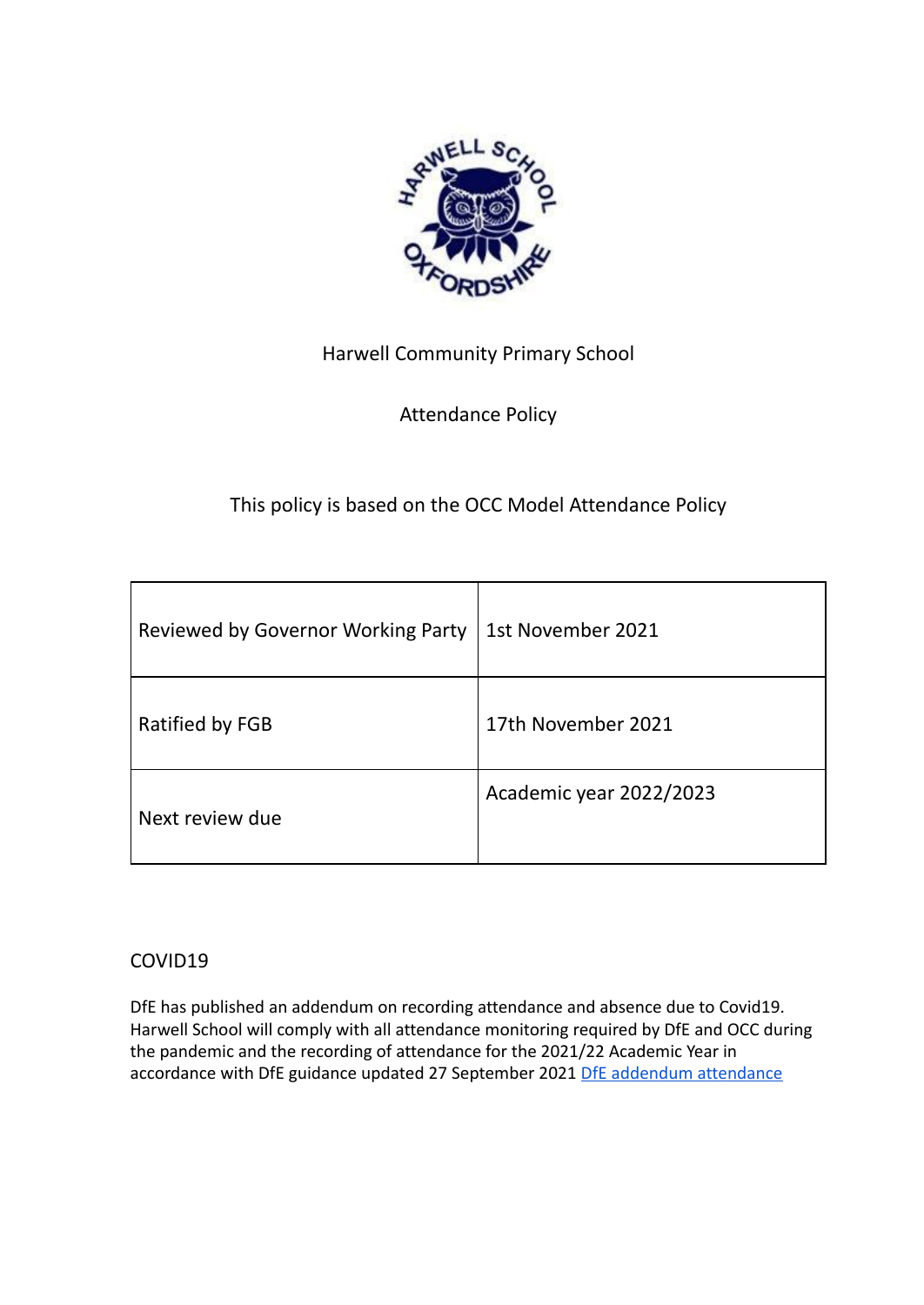Harwell Community Primary School

Attendance Policy

This policy is based on the OCC Model Attendance Policy

| Reviewed by Governor Working Party | 1st November 2021 |
|---|---|
| Ratified by FGB | 17th November 2021 |
| Next review due | Academic year 2022/2023 |

## COVID19

DfE has published an addendum on recording attendance and absence due to Covid19. Harwell School will comply with all attendance monitoring required by DfE and OCC during the pandemic and the recording of attendance for the 2021/22 Academic Year in accordance with DfE guidance updated 27 September 2021 DfE addendum attendance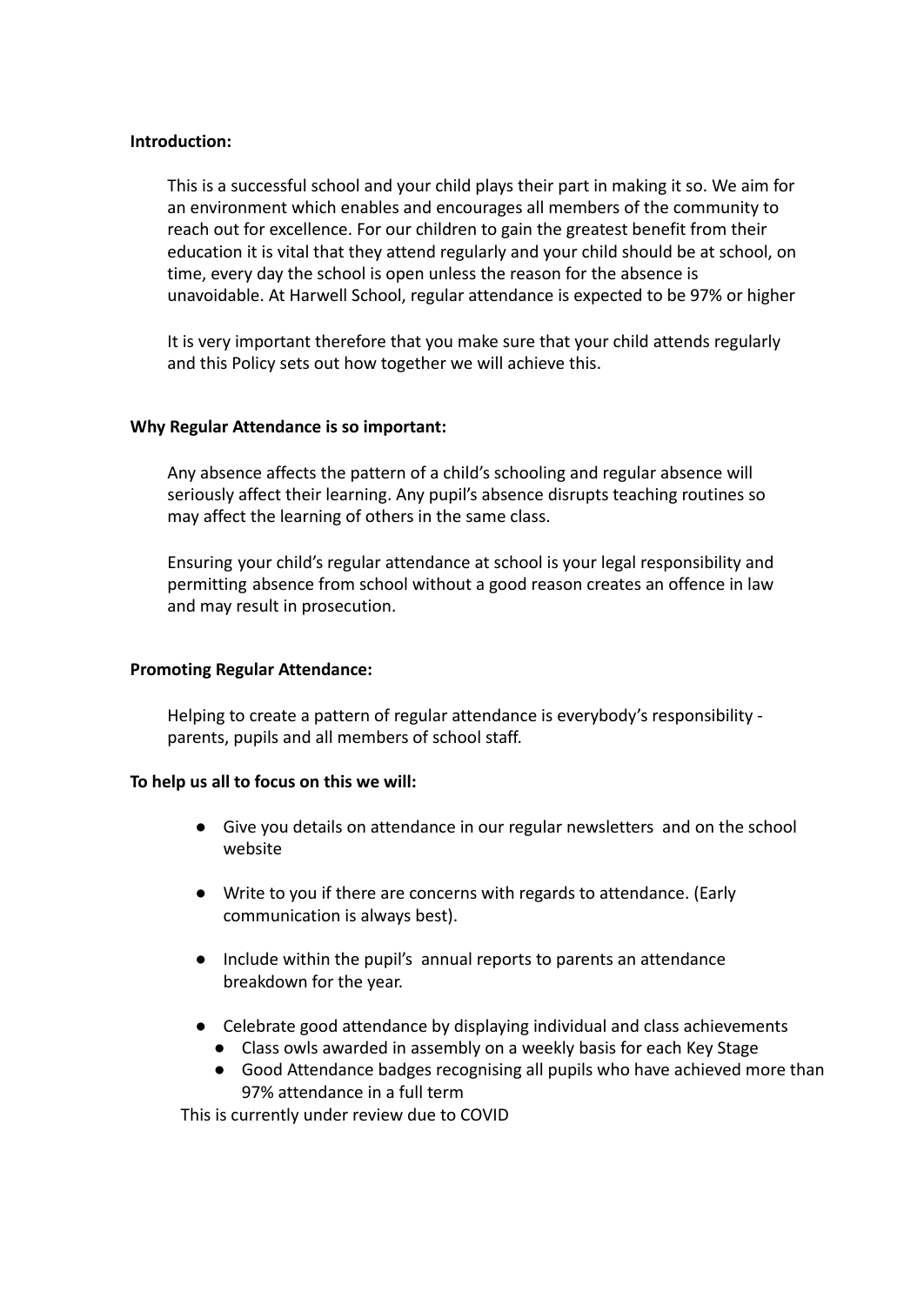**Introduction:**

This is a successful school and your child plays their part in making it so. We aim for an environment which enables and encourages all members of the community to reach out for excellence. For our children to gain the greatest benefit from their education it is vital that they attend regularly and your child should be at school, on time, every day the school is open unless the reason for the absence is unavoidable. At Harwell School, regular attendance is expected to be 97% or higher

It is very important therefore that you make sure that your child attends regularly and this Policy sets out how together we will achieve this.

**Why Regular Attendance is so important:**

Any absence affects the pattern of a child's schooling and regular absence will seriously affect their learning. Any pupil's absence disrupts teaching routines so may affect the learning of others in the same class.

Ensuring your child's regular attendance at school is your legal responsibility and permitting absence from school without a good reason creates an offence in law and may result in prosecution.

**Promoting Regular Attendance:**

Helping to create a pattern of regular attendance is everybody's responsibility - parents, pupils and all members of school staff.

**To help us all to focus on this we will:**

- Give you details on attendance in our regular newsletters and on the school website
- Write to you if there are concerns with regards to attendance. (Early communication is always best).
- Include within the pupil's annual reports to parents an attendance breakdown for the year.
- Celebrate good attendance by displaying individual and class achievements
  - Class owls awarded in assembly on a weekly basis for each Key Stage
  - Good Attendance badges recognising all pupils who have achieved more than 97% attendance in a full term

This is currently under review due to COVID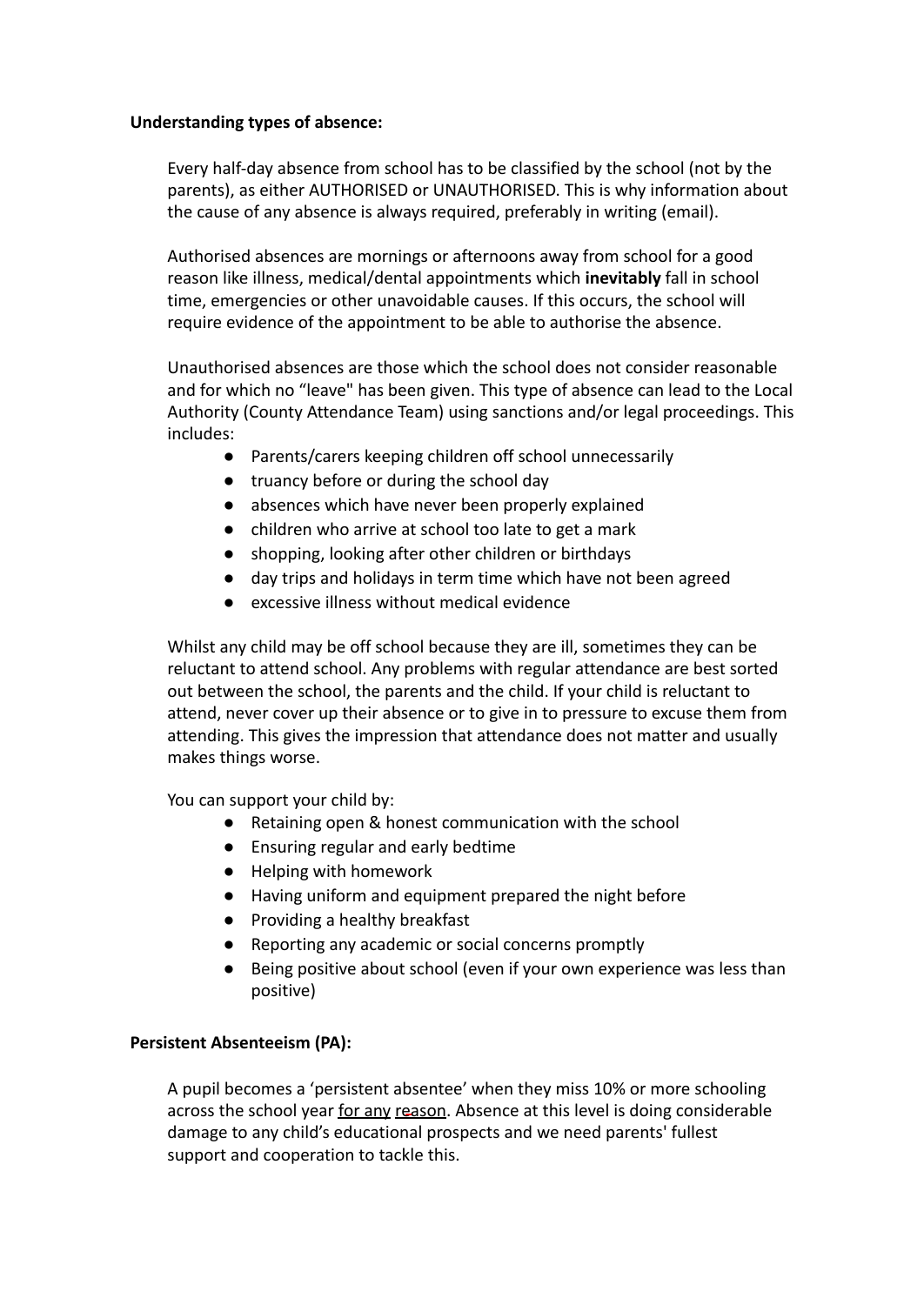**Understanding types of absence:**

Every half-day absence from school has to be classified by the school (not by the parents), as either AUTHORISED or UNAUTHORISED. This is why information about the cause of any absence is always required, preferably in writing (email).

Authorised absences are mornings or afternoons away from school for a good reason like illness, medical/dental appointments which **inevitably** fall in school time, emergencies or other unavoidable causes. If this occurs, the school will require evidence of the appointment to be able to authorise the absence.

Unauthorised absences are those which the school does not consider reasonable and for which no "leave" has been given. This type of absence can lead to the Local Authority (County Attendance Team) using sanctions and/or legal proceedings. This includes:

- Parents/carers keeping children off school unnecessarily
- truancy before or during the school day
- absences which have never been properly explained
- children who arrive at school too late to get a mark
- shopping, looking after other children or birthdays
- day trips and holidays in term time which have not been agreed
- excessive illness without medical evidence

Whilst any child may be off school because they are ill, sometimes they can be reluctant to attend school. Any problems with regular attendance are best sorted out between the school, the parents and the child. If your child is reluctant to attend, never cover up their absence or to give in to pressure to excuse them from attending. This gives the impression that attendance does not matter and usually makes things worse.

You can support your child by:

- Retaining open & honest communication with the school
- Ensuring regular and early bedtime
- Helping with homework
- Having uniform and equipment prepared the night before
- Providing a healthy breakfast
- Reporting any academic or social concerns promptly
- Being positive about school (even if your own experience was less than positive)

**Persistent Absenteeism (PA):**

A pupil becomes a 'persistent absentee' when they miss 10% or more schooling across the school year for any reason. Absence at this level is doing considerable damage to any child's educational prospects and we need parents' fullest support and cooperation to tackle this.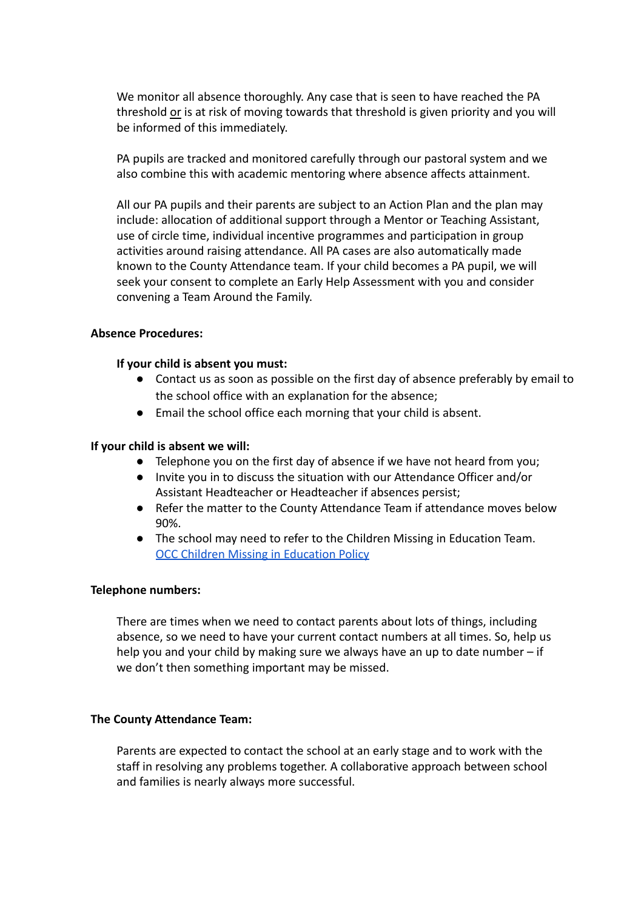We monitor all absence thoroughly. Any case that is seen to have reached the PA threshold <u>or</u> is at risk of moving towards that threshold is given priority and you will be informed of this immediately.

PA pupils are tracked and monitored carefully through our pastoral system and we also combine this with academic mentoring where absence affects attainment.

All our PA pupils and their parents are subject to an Action Plan and the plan may include: allocation of additional support through a Mentor or Teaching Assistant, use of circle time, individual incentive programmes and participation in group activities around raising attendance. All PA cases are also automatically made known to the County Attendance team. If your child becomes a PA pupil, we will seek your consent to complete an Early Help Assessment with you and consider convening a Team Around the Family.

**Absence Procedures:**

**If your child is absent you must:**

- Contact us as soon as possible on the first day of absence preferably by email to the school office with an explanation for the absence;
- Email the school office each morning that your child is absent.

**If your child is absent we will:**

- Telephone you on the first day of absence if we have not heard from you;
- Invite you in to discuss the situation with our Attendance Officer and/or Assistant Headteacher or Headteacher if absences persist;
- Refer the matter to the County Attendance Team if attendance moves below 90%.
- The school may need to refer to the Children Missing in Education Team. [OCC Children Missing in Education Policy]()

**Telephone numbers:**

There are times when we need to contact parents about lots of things, including absence, so we need to have your current contact numbers at all times. So, help us help you and your child by making sure we always have an up to date number – if we don't then something important may be missed.

**The County Attendance Team:**

Parents are expected to contact the school at an early stage and to work with the staff in resolving any problems together. A collaborative approach between school and families is nearly always more successful.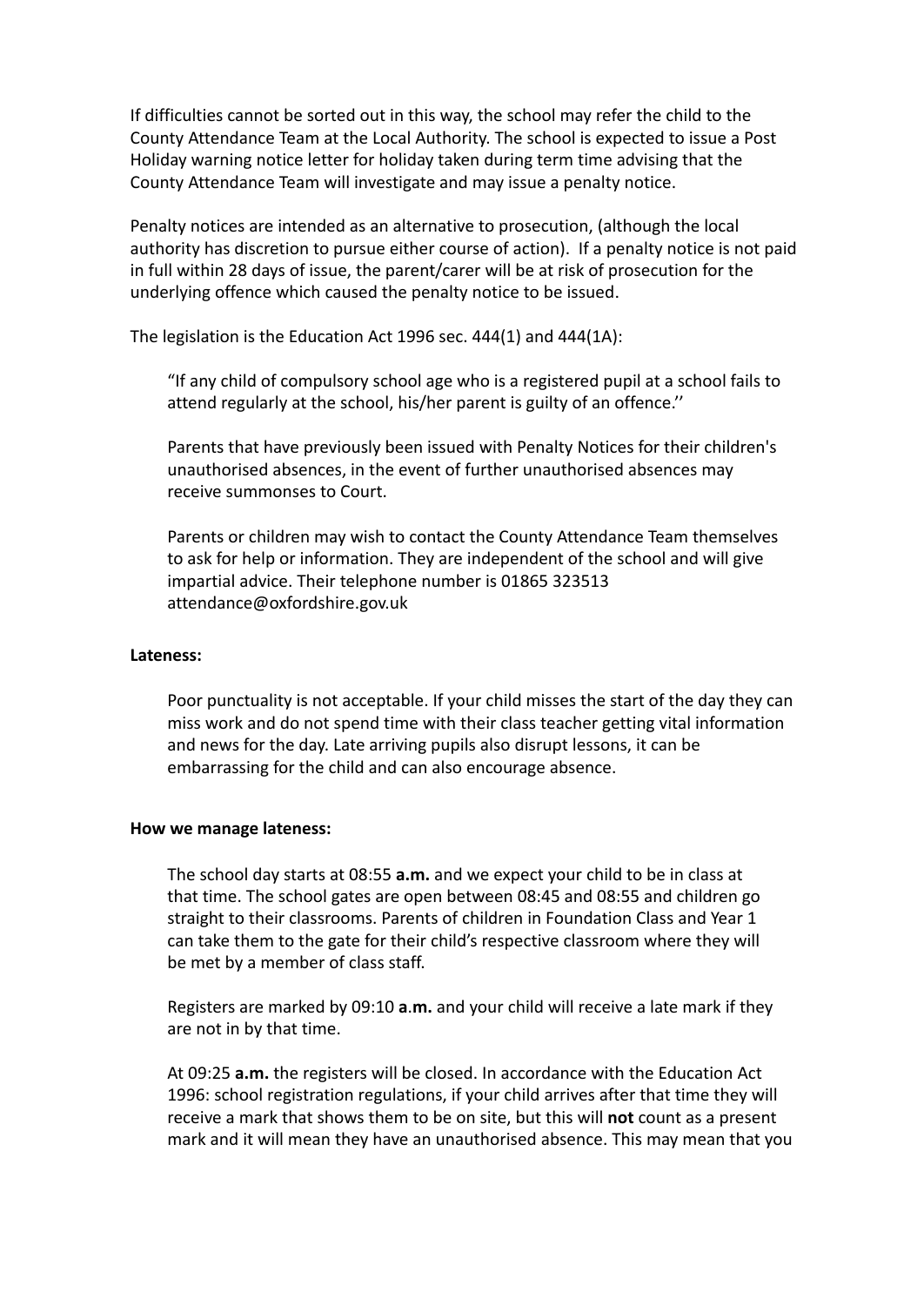If difficulties cannot be sorted out in this way, the school may refer the child to the County Attendance Team at the Local Authority. The school is expected to issue a Post Holiday warning notice letter for holiday taken during term time advising that the County Attendance Team will investigate and may issue a penalty notice.

Penalty notices are intended as an alternative to prosecution, (although the local authority has discretion to pursue either course of action). If a penalty notice is not paid in full within 28 days of issue, the parent/carer will be at risk of prosecution for the underlying offence which caused the penalty notice to be issued.

The legislation is the Education Act 1996 sec. 444(1) and 444(1A):

> "If any child of compulsory school age who is a registered pupil at a school fails to attend regularly at the school, his/her parent is guilty of an offence.''
>
> Parents that have previously been issued with Penalty Notices for their children's unauthorised absences, in the event of further unauthorised absences may receive summonses to Court.
>
> Parents or children may wish to contact the County Attendance Team themselves to ask for help or information. They are independent of the school and will give impartial advice. Their telephone number is 01865 323513 attendance@oxfordshire.gov.uk

**Lateness:**

Poor punctuality is not acceptable. If your child misses the start of the day they can miss work and do not spend time with their class teacher getting vital information and news for the day. Late arriving pupils also disrupt lessons, it can be embarrassing for the child and can also encourage absence.

**How we manage lateness:**

The school day starts at 08:55 **a.m.** and we expect your child to be in class at that time. The school gates are open between 08:45 and 08:55 and children go straight to their classrooms. Parents of children in Foundation Class and Year 1 can take them to the gate for their child's respective classroom where they will be met by a member of class staff.

Registers are marked by 09:10 **a**.**m.** and your child will receive a late mark if they are not in by that time.

At 09:25 **a.m.** the registers will be closed. In accordance with the Education Act 1996: school registration regulations, if your child arrives after that time they will receive a mark that shows them to be on site, but this will **not** count as a present mark and it will mean they have an unauthorised absence. This may mean that you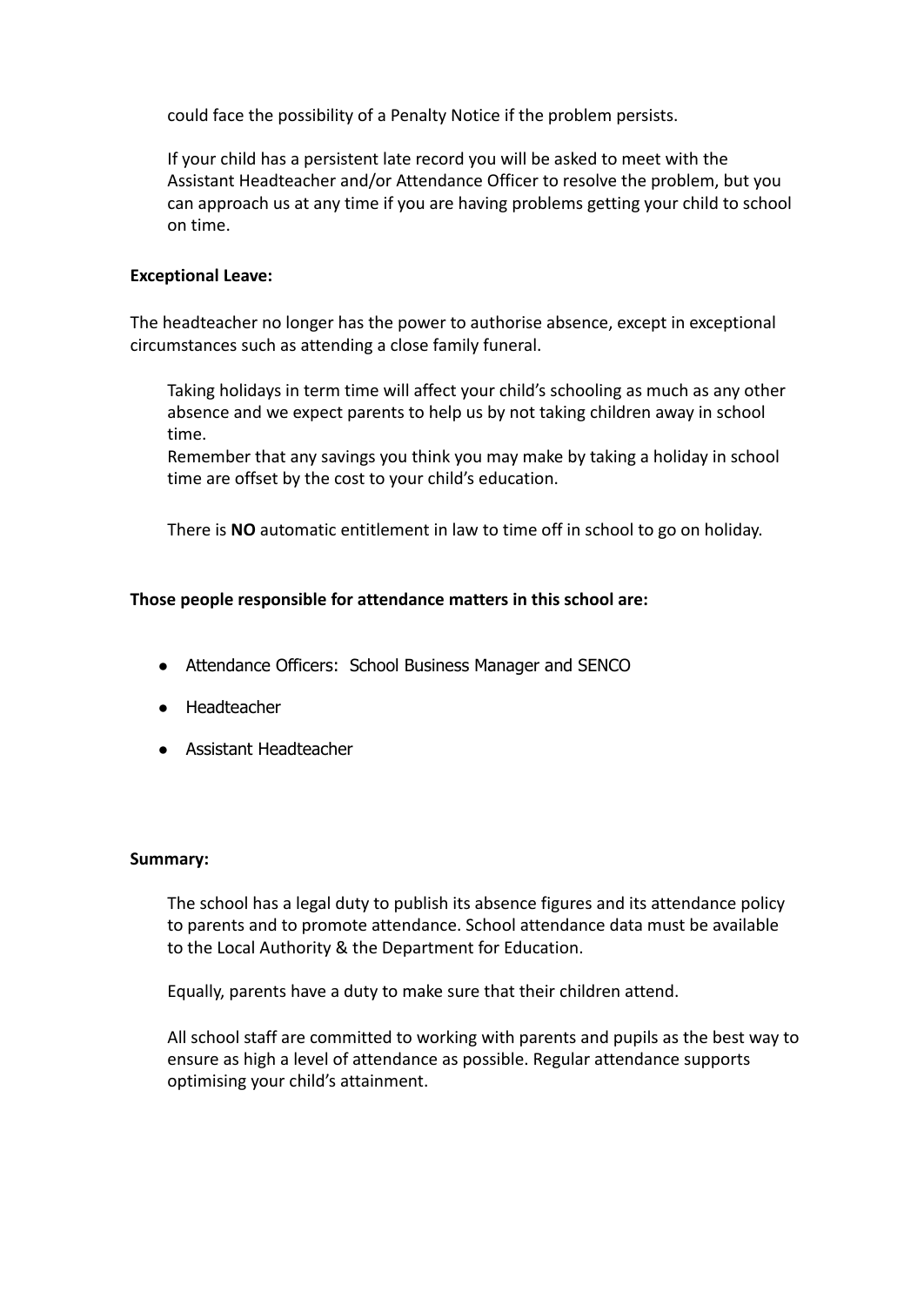could face the possibility of a Penalty Notice if the problem persists.

If your child has a persistent late record you will be asked to meet with the Assistant Headteacher and/or Attendance Officer to resolve the problem, but you can approach us at any time if you are having problems getting your child to school on time.

**Exceptional Leave:**

The headteacher no longer has the power to authorise absence, except in exceptional circumstances such as attending a close family funeral.

Taking holidays in term time will affect your child's schooling as much as any other absence and we expect parents to help us by not taking children away in school time.
Remember that any savings you think you may make by taking a holiday in school time are offset by the cost to your child's education.

There is **NO** automatic entitlement in law to time off in school to go on holiday.

**Those people responsible for attendance matters in this school are:**

- Attendance Officers: School Business Manager and SENCO
- Headteacher
- Assistant Headteacher

**Summary:**

The school has a legal duty to publish its absence figures and its attendance policy to parents and to promote attendance. School attendance data must be available to the Local Authority & the Department for Education.

Equally, parents have a duty to make sure that their children attend.

All school staff are committed to working with parents and pupils as the best way to ensure as high a level of attendance as possible. Regular attendance supports optimising your child's attainment.